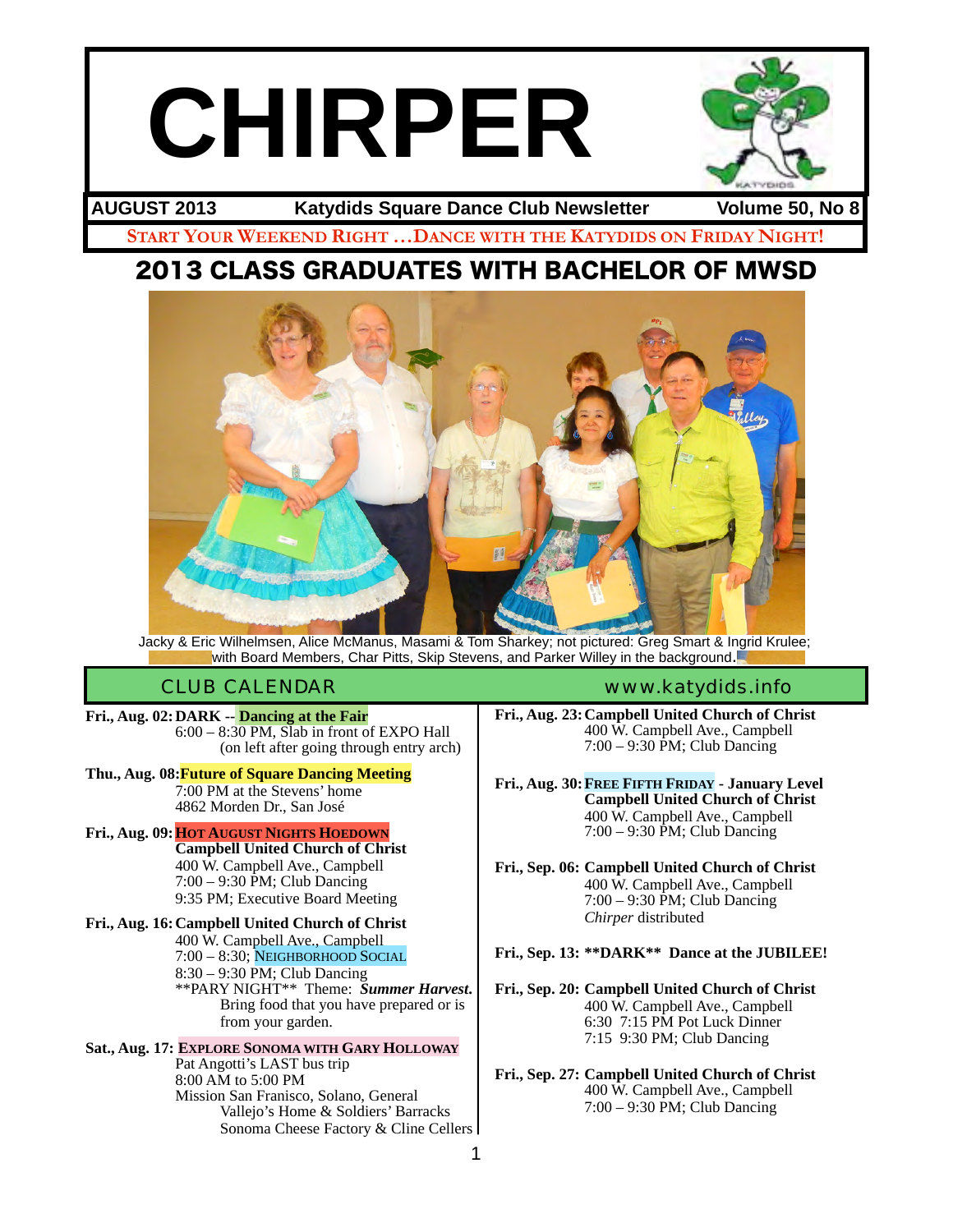# CHIRPER

**AUGUST 2013** — **Katydids Square Dance Club Newsletter** — **Volume 50, No 8**

**START YOUR WEEKEND RIGHT …DANCE WITH THE KATYDIDS ON FRIDAY NIGHT!**

## 2013 CLASS GRADUATES WITH BACHELOR OF MWSD

Jacky & Eric Wilhelmsen, Alice McManus, Masami & Tom Sharkey; not pictured: Greg Smart & Ingrid Krulee; with Board Members, Char Pitts, Skip Stevens, and Parker Willey in the background.

## CLUB CALENDAR — www.katydids.info

**Fri., Aug. 02: DARK -- Dancing at the Fair**
6:00 – 8:30 PM, Slab in front of EXPO Hall
(on left after going through entry arch)

**Thu., Aug. 08: Future of Square Dancing Meeting**
7:00 PM at the Stevens' home
4862 Morden Dr., San José

**Fri., Aug. 09: HOT AUGUST NIGHTS HOEDOWN**
**Campbell United Church of Christ**
400 W. Campbell Ave., Campbell
7:00 – 9:30 PM; Club Dancing
9:35 PM; Executive Board Meeting

**Fri., Aug. 16: Campbell United Church of Christ**
400 W. Campbell Ave., Campbell
7:00 – 8:30; NEIGHBORHOOD SOCIAL
8:30 – 9:30 PM; Club Dancing
**PARY NIGHT** Theme: ***Summer Harvest.***
Bring food that you have prepared or is from your garden.

**Sat., Aug. 17: EXPLORE SONOMA WITH GARY HOLLOWAY**
Pat Angotti's LAST bus trip
8:00 AM to 5:00 PM
Mission San Franisco, Solano, General Vallejo's Home & Soldiers' Barracks
Sonoma Cheese Factory & Cline Cellers

**Fri., Aug. 23: Campbell United Church of Christ**
400 W. Campbell Ave., Campbell
7:00 – 9:30 PM; Club Dancing

**Fri., Aug. 30: FREE FIFTH FRIDAY - January Level**
**Campbell United Church of Christ**
400 W. Campbell Ave., Campbell
7:00 – 9:30 PM; Club Dancing

**Fri., Sep. 06: Campbell United Church of Christ**
400 W. Campbell Ave., Campbell
7:00 – 9:30 PM; Club Dancing
*Chirper* distributed

**Fri., Sep. 13: \*\*DARK\*\* Dance at the JUBILEE!**

**Fri., Sep. 20: Campbell United Church of Christ**
400 W. Campbell Ave., Campbell
6:30 7:15 PM Pot Luck Dinner
7:15 9:30 PM; Club Dancing

**Fri., Sep. 27: Campbell United Church of Christ**
400 W. Campbell Ave., Campbell
7:00 – 9:30 PM; Club Dancing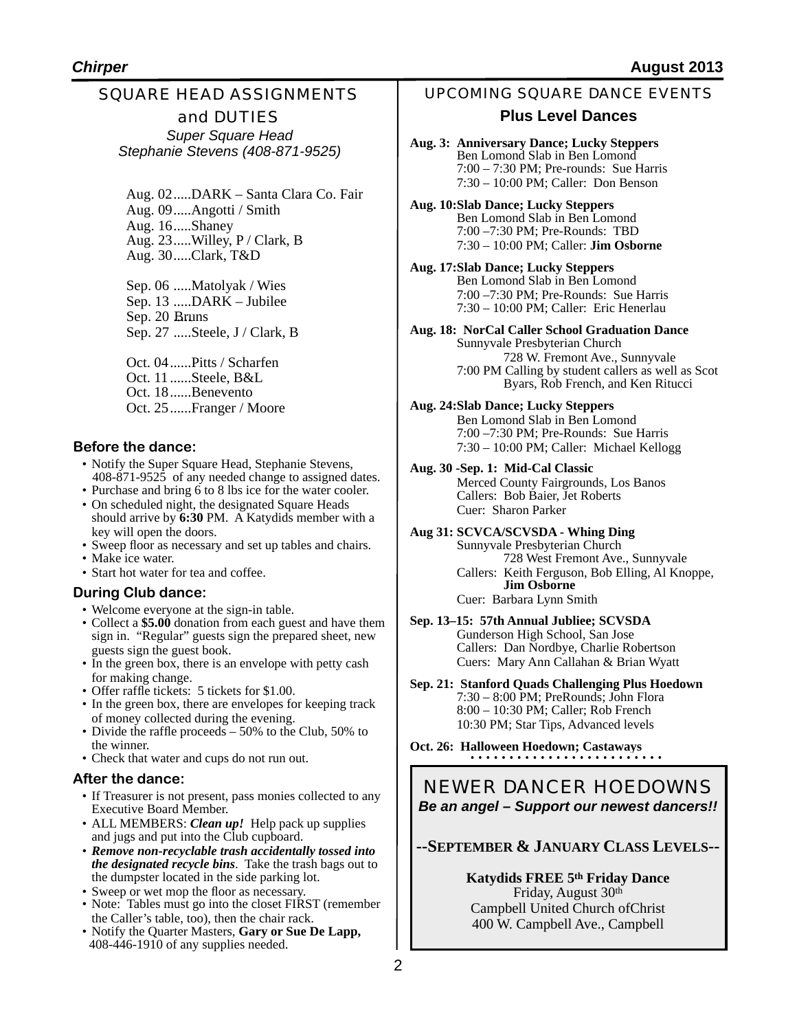## SQUARE HEAD ASSIGNMENTS and DUTIES

*Super Square Head*
*Stephanie Stevens (408-871-9525)*

Aug. 02.....DARK – Santa Clara Co. Fair
Aug. 09.....Angotti / Smith
Aug. 16.....Shaney
Aug. 23.....Willey, P / Clark, B
Aug. 30.....Clark, T&D

Sep. 06 .....Matolyak / Wies
Sep. 13 .....DARK – Jubilee
Sep. 20 .....Bruns
Sep. 27 .....Steele, J / Clark, B

Oct. 04......Pitts / Scharfen
Oct. 11......Steele, B&L
Oct. 18......Benevento
Oct. 25......Franger / Moore

### Before the dance:

- Notify the Super Square Head, Stephanie Stevens, 408-871-9525 of any needed change to assigned dates.
- Purchase and bring 6 to 8 lbs ice for the water cooler.
- On scheduled night, the designated Square Heads should arrive by **6:30** PM. A Katydids member with a key will open the doors.
- Sweep floor as necessary and set up tables and chairs.
- Make ice water.
- Start hot water for tea and coffee.

### During Club dance:

- Welcome everyone at the sign-in table.
- Collect a **$5.00** donation from each guest and have them sign in. "Regular" guests sign the prepared sheet, new guests sign the guest book.
- In the green box, there is an envelope with petty cash for making change.
- Offer raffle tickets: 5 tickets for $1.00.
- In the green box, there are envelopes for keeping track of money collected during the evening.
- Divide the raffle proceeds – 50% to the Club, 50% to the winner.
- Check that water and cups do not run out.

### After the dance:

- If Treasurer is not present, pass monies collected to any Executive Board Member.
- ALL MEMBERS: ***Clean up!*** Help pack up supplies and jugs and put into the Club cupboard.
- ***Remove non-recyclable trash accidentally tossed into the designated recycle bins***. Take the trash bags out to the dumpster located in the side parking lot.
- Sweep or wet mop the floor as necessary.
- Note: Tables must go into the closet FIRST (remember the Caller's table, too), then the chair rack.
- Notify the Quarter Masters, **Gary or Sue De Lapp,** 408-446-1910 of any supplies needed.

## UPCOMING SQUARE DANCE EVENTS

### Plus Level Dances

**Aug. 3: Anniversary Dance; Lucky Steppers**
Ben Lomond Slab in Ben Lomond
7:00 – 7:30 PM; Pre-rounds: Sue Harris
7:30 – 10:00 PM; Caller: Don Benson

**Aug. 10:Slab Dance; Lucky Steppers**
Ben Lomond Slab in Ben Lomond
7:00 –7:30 PM; Pre-Rounds: TBD
7:30 – 10:00 PM; Caller: **Jim Osborne**

**Aug. 17:Slab Dance; Lucky Steppers**
Ben Lomond Slab in Ben Lomond
7:00 –7:30 PM; Pre-Rounds: Sue Harris
7:30 – 10:00 PM; Caller: Eric Henerlau

**Aug. 18: NorCal Caller School Graduation Dance**
Sunnyvale Presbyterian Church
728 W. Fremont Ave., Sunnyvale
7:00 PM Calling by student callers as well as Scot Byars, Rob French, and Ken Ritucci

**Aug. 24:Slab Dance; Lucky Steppers**
Ben Lomond Slab in Ben Lomond
7:00 –7:30 PM; Pre-Rounds: Sue Harris
7:30 – 10:00 PM; Caller: Michael Kellogg

**Aug. 30 -Sep. 1: Mid-Cal Classic**
Merced County Fairgrounds, Los Banos
Callers: Bob Baier, Jet Roberts
Cuer: Sharon Parker

**Aug 31: SCVCA/SCVSDA - Whing Ding**
Sunnyvale Presbyterian Church
728 West Fremont Ave., Sunnyvale
Callers: Keith Ferguson, Bob Elling, Al Knoppe, **Jim Osborne**
Cuer: Barbara Lynn Smith

**Sep. 13–15: 57th Annual Jubliee; SCVSDA**
Gunderson High School, San Jose
Callers: Dan Nordbye, Charlie Robertson
Cuers: Mary Ann Callahan & Brian Wyatt

**Sep. 21: Stanford Quads Challenging Plus Hoedown**
7:30 – 8:00 PM; PreRounds; John Flora
8:00 – 10:30 PM; Caller; Rob French
10:30 PM; Star Tips, Advanced levels

**Oct. 26: Halloween Hoedown; Castaways**

## NEWER DANCER HOEDOWNS

***Be an angel – Support our newest dancers!!***

**--SEPTEMBER & JANUARY CLASS LEVELS--**

**Katydids FREE 5th Friday Dance**
Friday, August 30th
Campbell United Church ofChrist
400 W. Campbell Ave., Campbell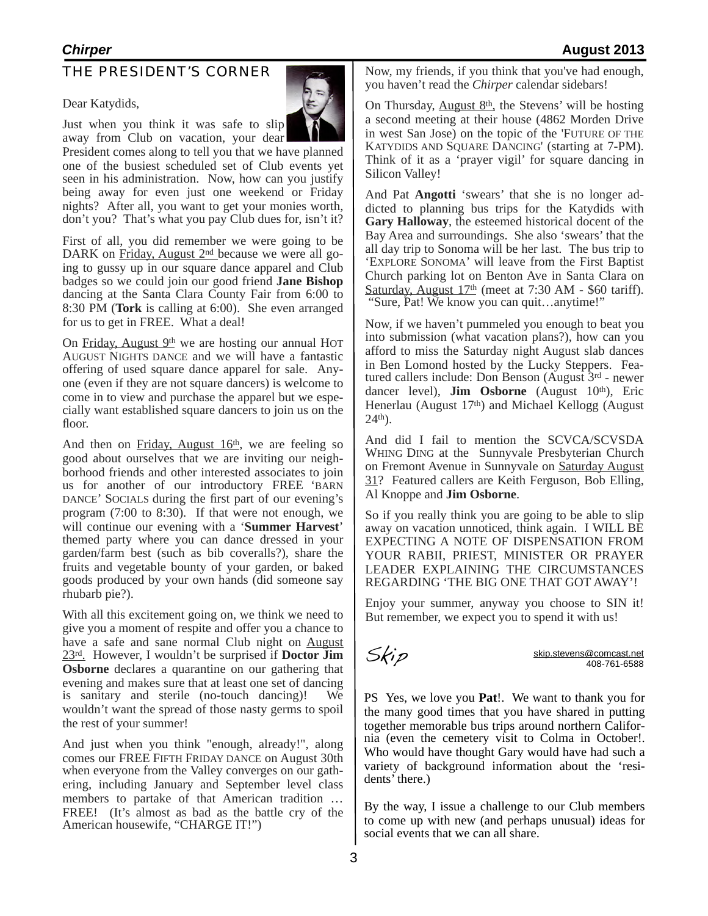## THE PRESIDENT'S CORNER

Dear Katydids,

Just when you think it was safe to slip away from Club on vacation, your dear President comes along to tell you that we have planned one of the busiest scheduled set of Club events yet seen in his administration. Now, how can you justify being away for even just one weekend or Friday nights? After all, you want to get your monies worth, don't you? That's what you pay Club dues for, isn't it?

First of all, you did remember we were going to be DARK on Friday, August 2nd because we were all going to gussy up in our square dance apparel and Club badges so we could join our good friend **Jane Bishop** dancing at the Santa Clara County Fair from 6:00 to 8:30 PM (**Tork** is calling at 6:00). She even arranged for us to get in FREE. What a deal!

On Friday, August 9th we are hosting our annual HOT AUGUST NIGHTS DANCE and we will have a fantastic offering of used square dance apparel for sale. Anyone (even if they are not square dancers) is welcome to come in to view and purchase the apparel but we especially want established square dancers to join us on the floor.

And then on Friday, August 16th, we are feeling so good about ourselves that we are inviting our neighborhood friends and other interested associates to join us for another of our introductory FREE 'BARN DANCE' SOCIALS during the first part of our evening's program (7:00 to 8:30). If that were not enough, we will continue our evening with a '**Summer Harvest**' themed party where you can dance dressed in your garden/farm best (such as bib coveralls?), share the fruits and vegetable bounty of your garden, or baked goods produced by your own hands (did someone say rhubarb pie?).

With all this excitement going on, we think we need to give you a moment of respite and offer you a chance to have a safe and sane normal Club night on August 23rd. However, I wouldn't be surprised if **Doctor Jim Osborne** declares a quarantine on our gathering that evening and makes sure that at least one set of dancing is sanitary and sterile (no-touch dancing)! We wouldn't want the spread of those nasty germs to spoil the rest of your summer!

And just when you think "enough, already!", along comes our FREE FIFTH FRIDAY DANCE on August 30th when everyone from the Valley converges on our gathering, including January and September level class members to partake of that American tradition … FREE! (It's almost as bad as the battle cry of the American housewife, "CHARGE IT!")

Now, my friends, if you think that you've had enough, you haven't read the *Chirper* calendar sidebars!

On Thursday, August 8th, the Stevens' will be hosting a second meeting at their house (4862 Morden Drive in west San Jose) on the topic of the 'FUTURE OF THE KATYDIDS AND SQUARE DANCING' (starting at 7-PM). Think of it as a 'prayer vigil' for square dancing in Silicon Valley!

And Pat **Angotti** 'swears' that she is no longer addicted to planning bus trips for the Katydids with **Gary Halloway**, the esteemed historical docent of the Bay Area and surroundings. She also 'swears' that the all day trip to Sonoma will be her last. The bus trip to 'EXPLORE SONOMA' will leave from the First Baptist Church parking lot on Benton Ave in Santa Clara on Saturday, August 17th (meet at 7:30 AM - $60 tariff). "Sure, Pat! We know you can quit…anytime!"

Now, if we haven't pummeled you enough to beat you into submission (what vacation plans?), how can you afford to miss the Saturday night August slab dances in Ben Lomond hosted by the Lucky Steppers. Featured callers include: Don Benson (August 3rd - newer dancer level), **Jim Osborne** (August 10th), Eric Henerlau (August 17th) and Michael Kellogg (August 24th).

And did I fail to mention the SCVCA/SCVSDA WHING DING at the Sunnyvale Presbyterian Church on Fremont Avenue in Sunnyvale on Saturday August 31? Featured callers are Keith Ferguson, Bob Elling, Al Knoppe and **Jim Osborne**.

So if you really think you are going to be able to slip away on vacation unnoticed, think again. I WILL BE EXPECTING A NOTE OF DISPENSATION FROM YOUR RABII, PRIEST, MINISTER OR PRAYER LEADER EXPLAINING THE CIRCUMSTANCES REGARDING 'THE BIG ONE THAT GOT AWAY'!

Enjoy your summer, anyway you choose to SIN it! But remember, we expect you to spend it with us!

*Skip*

skip.stevens@comcast.net
408-761-6588

PS Yes, we love you **Pat**!. We want to thank you for the many good times that you have shared in putting together memorable bus trips around northern California (even the cemetery visit to Colma in October!. Who would have thought Gary would have had such a variety of background information about the 'residents' there.)

By the way, I issue a challenge to our Club members to come up with new (and perhaps unusual) ideas for social events that we can all share.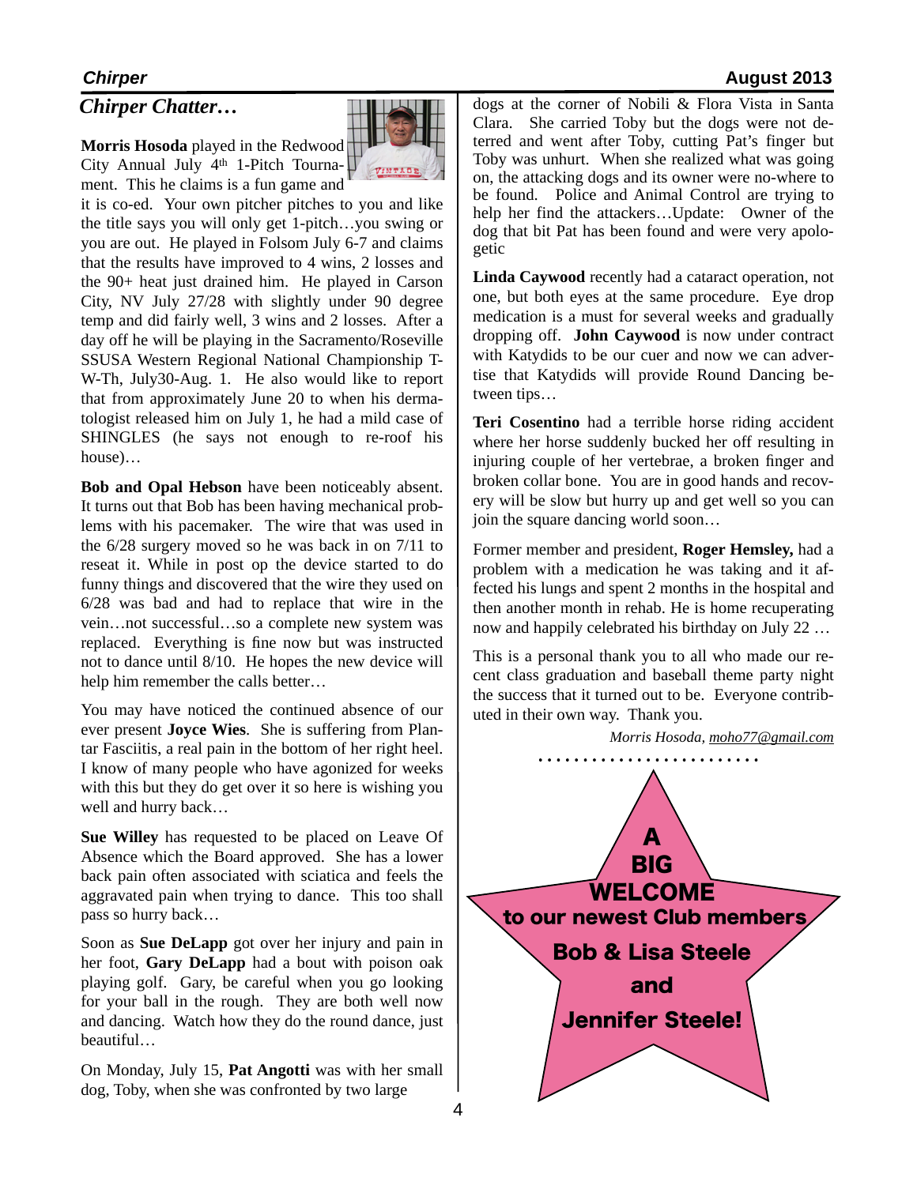## *Chirper Chatter…*

**Morris Hosoda** played in the Redwood City Annual July 4th 1-Pitch Tournament. This he claims is a fun game and it is co-ed. Your own pitcher pitches to you and like the title says you will only get 1-pitch…you swing or you are out. He played in Folsom July 6-7 and claims that the results have improved to 4 wins, 2 losses and the 90+ heat just drained him. He played in Carson City, NV July 27/28 with slightly under 90 degree temp and did fairly well, 3 wins and 2 losses. After a day off he will be playing in the Sacramento/Roseville SSUSA Western Regional National Championship T-W-Th, July30-Aug. 1. He also would like to report that from approximately June 20 to when his dermatologist released him on July 1, he had a mild case of SHINGLES (he says not enough to re-roof his house)…

**Bob and Opal Hebson** have been noticeably absent. It turns out that Bob has been having mechanical problems with his pacemaker. The wire that was used in the 6/28 surgery moved so he was back in on 7/11 to reseat it. While in post op the device started to do funny things and discovered that the wire they used on 6/28 was bad and had to replace that wire in the vein…not successful…so a complete new system was replaced. Everything is fine now but was instructed not to dance until 8/10. He hopes the new device will help him remember the calls better…

You may have noticed the continued absence of our ever present **Joyce Wies**. She is suffering from Plantar Fasciitis, a real pain in the bottom of her right heel. I know of many people who have agonized for weeks with this but they do get over it so here is wishing you well and hurry back…

**Sue Willey** has requested to be placed on Leave Of Absence which the Board approved. She has a lower back pain often associated with sciatica and feels the aggravated pain when trying to dance. This too shall pass so hurry back…

Soon as **Sue DeLapp** got over her injury and pain in her foot, **Gary DeLapp** had a bout with poison oak playing golf. Gary, be careful when you go looking for your ball in the rough. They are both well now and dancing. Watch how they do the round dance, just beautiful…

On Monday, July 15, **Pat Angotti** was with her small dog, Toby, when she was confronted by two large dogs at the corner of Nobili & Flora Vista in Santa Clara. She carried Toby but the dogs were not deterred and went after Toby, cutting Pat's finger but Toby was unhurt. When she realized what was going on, the attacking dogs and its owner were no-where to be found. Police and Animal Control are trying to help her find the attackers…Update: Owner of the dog that bit Pat has been found and were very apologetic

**Linda Caywood** recently had a cataract operation, not one, but both eyes at the same procedure. Eye drop medication is a must for several weeks and gradually dropping off. **John Caywood** is now under contract with Katydids to be our cuer and now we can advertise that Katydids will provide Round Dancing between tips…

**Teri Cosentino** had a terrible horse riding accident where her horse suddenly bucked her off resulting in injuring couple of her vertebrae, a broken finger and broken collar bone. You are in good hands and recovery will be slow but hurry up and get well so you can join the square dancing world soon…

Former member and president, **Roger Hemsley,** had a problem with a medication he was taking and it affected his lungs and spent 2 months in the hospital and then another month in rehab. He is home recuperating now and happily celebrated his birthday on July 22 …

This is a personal thank you to all who made our recent class graduation and baseball theme party night the success that it turned out to be. Everyone contributed in their own way. Thank you.

*Morris Hosoda, moho77@gmail.com*

**A BIG WELCOME**

**to our newest Club members**

**Bob & Lisa Steele**

**and**

**Jennifer Steele!**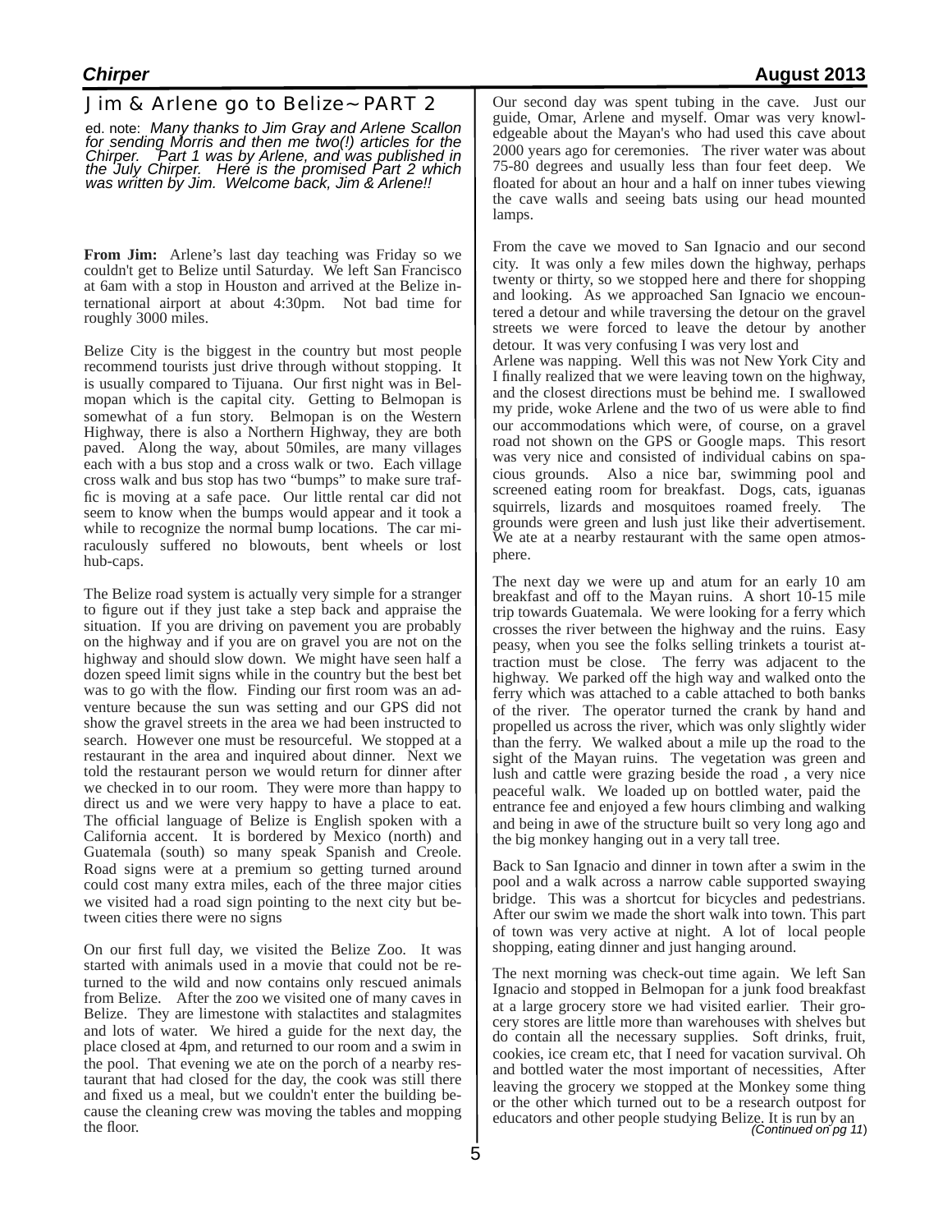## Jim & Arlene go to Belize~PART 2

ed. note: *Many thanks to Jim Gray and Arlene Scallon for sending Morris and then me two(!) articles for the Chirper. Part 1 was by Arlene, and was published in the July Chirper. Here is the promised Part 2 which was written by Jim. Welcome back, Jim & Arlene!!*

**From Jim:** Arlene's last day teaching was Friday so we couldn't get to Belize until Saturday. We left San Francisco at 6am with a stop in Houston and arrived at the Belize international airport at about 4:30pm. Not bad time for roughly 3000 miles.

Belize City is the biggest in the country but most people recommend tourists just drive through without stopping. It is usually compared to Tijuana. Our first night was in Belmopan which is the capital city. Getting to Belmopan is somewhat of a fun story. Belmopan is on the Western Highway, there is also a Northern Highway, they are both paved. Along the way, about 50miles, are many villages each with a bus stop and a cross walk or two. Each village cross walk and bus stop has two "bumps" to make sure traffic is moving at a safe pace. Our little rental car did not seem to know when the bumps would appear and it took a while to recognize the normal bump locations. The car miraculously suffered no blowouts, bent wheels or lost hub-caps.

The Belize road system is actually very simple for a stranger to figure out if they just take a step back and appraise the situation. If you are driving on pavement you are probably on the highway and if you are on gravel you are not on the highway and should slow down. We might have seen half a dozen speed limit signs while in the country but the best bet was to go with the flow. Finding our first room was an adventure because the sun was setting and our GPS did not show the gravel streets in the area we had been instructed to search. However one must be resourceful. We stopped at a restaurant in the area and inquired about dinner. Next we told the restaurant person we would return for dinner after we checked in to our room. They were more than happy to direct us and we were very happy to have a place to eat. The official language of Belize is English spoken with a California accent. It is bordered by Mexico (north) and Guatemala (south) so many speak Spanish and Creole. Road signs were at a premium so getting turned around could cost many extra miles, each of the three major cities we visited had a road sign pointing to the next city but between cities there were no signs

On our first full day, we visited the Belize Zoo. It was started with animals used in a movie that could not be returned to the wild and now contains only rescued animals from Belize. After the zoo we visited one of many caves in Belize. They are limestone with stalactites and stalagmites and lots of water. We hired a guide for the next day, the place closed at 4pm, and returned to our room and a swim in the pool. That evening we ate on the porch of a nearby restaurant that had closed for the day, the cook was still there and fixed us a meal, but we couldn't enter the building because the cleaning crew was moving the tables and mopping the floor.

Our second day was spent tubing in the cave. Just our guide, Omar, Arlene and myself. Omar was very knowledgeable about the Mayan's who had used this cave about 2000 years ago for ceremonies. The river water was about 75-80 degrees and usually less than four feet deep. We floated for about an hour and a half on inner tubes viewing the cave walls and seeing bats using our head mounted lamps.

From the cave we moved to San Ignacio and our second city. It was only a few miles down the highway, perhaps twenty or thirty, so we stopped here and there for shopping and looking. As we approached San Ignacio we encountered a detour and while traversing the detour on the gravel streets we were forced to leave the detour by another detour. It was very confusing I was very lost and Arlene was napping. Well this was not New York City and I finally realized that we were leaving town on the highway, and the closest directions must be behind me. I swallowed my pride, woke Arlene and the two of us were able to find our accommodations which were, of course, on a gravel road not shown on the GPS or Google maps. This resort was very nice and consisted of individual cabins on spacious grounds. Also a nice bar, swimming pool and screened eating room for breakfast. Dogs, cats, iguanas squirrels, lizards and mosquitoes roamed freely. The grounds were green and lush just like their advertisement. We ate at a nearby restaurant with the same open atmosphere.

The next day we were up and atum for an early 10 am breakfast and off to the Mayan ruins. A short 10-15 mile trip towards Guatemala. We were looking for a ferry which crosses the river between the highway and the ruins. Easy peasy, when you see the folks selling trinkets a tourist attraction must be close. The ferry was adjacent to the highway. We parked off the high way and walked onto the ferry which was attached to a cable attached to both banks of the river. The operator turned the crank by hand and propelled us across the river, which was only slightly wider than the ferry. We walked about a mile up the road to the sight of the Mayan ruins. The vegetation was green and lush and cattle were grazing beside the road , a very nice peaceful walk. We loaded up on bottled water, paid the entrance fee and enjoyed a few hours climbing and walking and being in awe of the structure built so very long ago and the big monkey hanging out in a very tall tree.

Back to San Ignacio and dinner in town after a swim in the pool and a walk across a narrow cable supported swaying bridge. This was a shortcut for bicycles and pedestrians. After our swim we made the short walk into town. This part of town was very active at night. A lot of local people shopping, eating dinner and just hanging around.

The next morning was check-out time again. We left San Ignacio and stopped in Belmopan for a junk food breakfast at a large grocery store we had visited earlier. Their grocery stores are little more than warehouses with shelves but do contain all the necessary supplies. Soft drinks, fruit, cookies, ice cream etc, that I need for vacation survival. Oh and bottled water the most important of necessities, After leaving the grocery we stopped at the Monkey some thing or the other which turned out to be a research outpost for educators and other people studying Belize. It is run by an

*(Continued on pg 11)*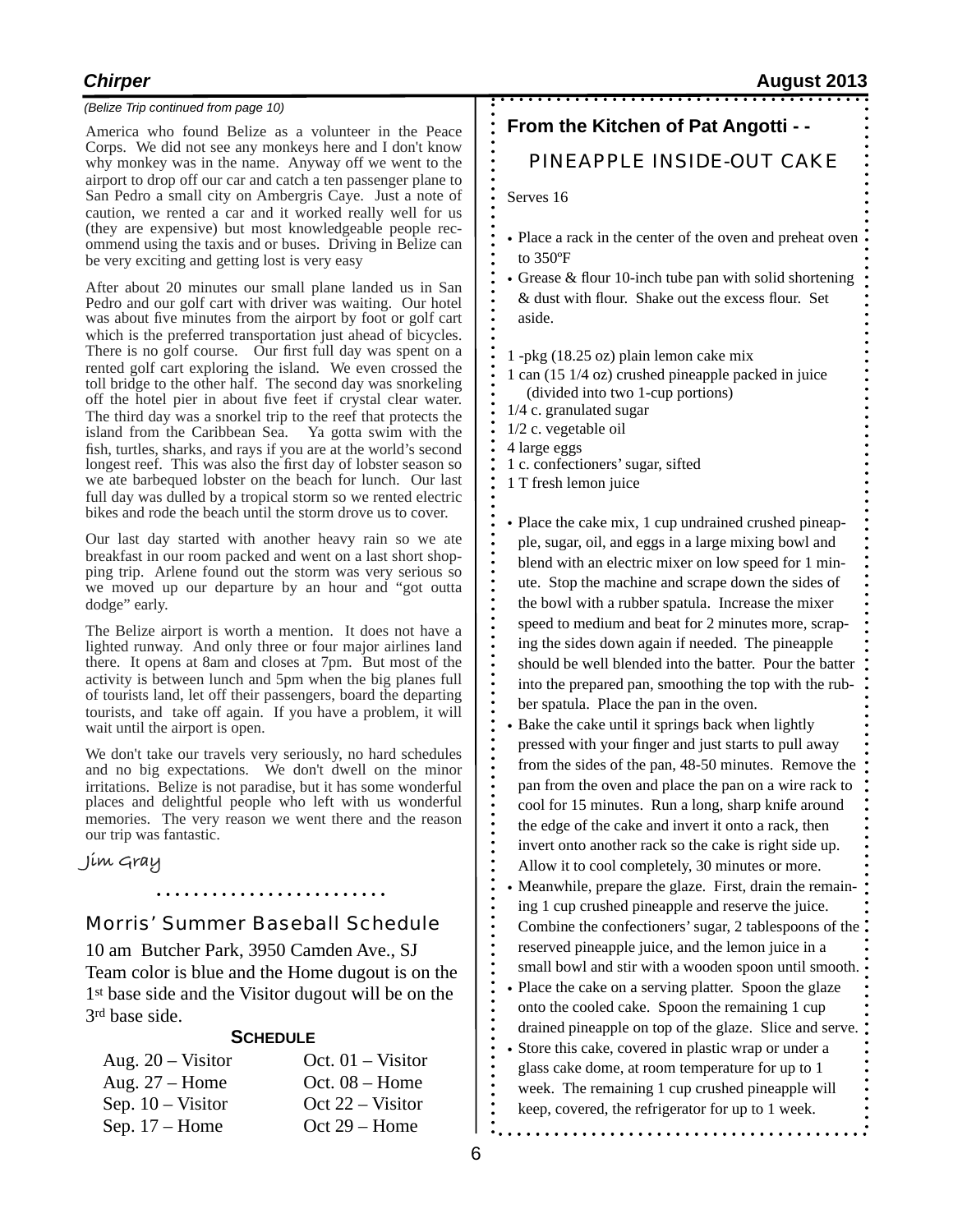*(Belize Trip continued from page 10)*

America who found Belize as a volunteer in the Peace Corps. We did not see any monkeys here and I don't know why monkey was in the name. Anyway off we went to the airport to drop off our car and catch a ten passenger plane to San Pedro a small city on Ambergris Caye. Just a note of caution, we rented a car and it worked really well for us (they are expensive) but most knowledgeable people recommend using the taxis and or buses. Driving in Belize can be very exciting and getting lost is very easy

After about 20 minutes our small plane landed us in San Pedro and our golf cart with driver was waiting. Our hotel was about five minutes from the airport by foot or golf cart which is the preferred transportation just ahead of bicycles. There is no golf course. Our first full day was spent on a rented golf cart exploring the island. We even crossed the toll bridge to the other half. The second day was snorkeling off the hotel pier in about five feet if crystal clear water. The third day was a snorkel trip to the reef that protects the island from the Caribbean Sea. Ya gotta swim with the fish, turtles, sharks, and rays if you are at the world's second longest reef. This was also the first day of lobster season so we ate barbequed lobster on the beach for lunch. Our last full day was dulled by a tropical storm so we rented electric bikes and rode the beach until the storm drove us to cover.

Our last day started with another heavy rain so we ate breakfast in our room packed and went on a last short shopping trip. Arlene found out the storm was very serious so we moved up our departure by an hour and "got outta dodge" early.

The Belize airport is worth a mention. It does not have a lighted runway. And only three or four major airlines land there. It opens at 8am and closes at 7pm. But most of the activity is between lunch and 5pm when the big planes full of tourists land, let off their passengers, board the departing tourists, and take off again. If you have a problem, it will wait until the airport is open.

We don't take our travels very seriously, no hard schedules and no big expectations. We don't dwell on the minor irritations. Belize is not paradise, but it has some wonderful places and delightful people who left with us wonderful memories. The very reason we went there and the reason our trip was fantastic.

*Jim Gray*

## Morris' Summer Baseball Schedule

10 am Butcher Park, 3950 Camden Ave., SJ
Team color is blue and the Home dugout is on the 1st base side and the Visitor dugout will be on the 3rd base side.

**SCHEDULE**

| | |
|---|---|
| Aug. 20 – Visitor | Oct. 01 – Visitor |
| Aug. 27 – Home | Oct. 08 – Home |
| Sep. 10 – Visitor | Oct 22 – Visitor |
| Sep. 17 – Home | Oct 29 – Home |

## From the Kitchen of Pat Angotti - -

### PINEAPPLE INSIDE-OUT CAKE

Serves 16

- Place a rack in the center of the oven and preheat oven to 350ºF
- Grease & flour 10-inch tube pan with solid shortening & dust with flour. Shake out the excess flour. Set aside.

1 -pkg (18.25 oz) plain lemon cake mix
1 can (15 1/4 oz) crushed pineapple packed in juice
  (divided into two 1-cup portions)
1/4 c. granulated sugar
1/2 c. vegetable oil
4 large eggs
1 c. confectioners' sugar, sifted
1 T fresh lemon juice

- Place the cake mix, 1 cup undrained crushed pineapple, sugar, oil, and eggs in a large mixing bowl and blend with an electric mixer on low speed for 1 minute. Stop the machine and scrape down the sides of the bowl with a rubber spatula. Increase the mixer speed to medium and beat for 2 minutes more, scraping the sides down again if needed. The pineapple should be well blended into the batter. Pour the batter into the prepared pan, smoothing the top with the rubber spatula. Place the pan in the oven.
- Bake the cake until it springs back when lightly pressed with your finger and just starts to pull away from the sides of the pan, 48-50 minutes. Remove the pan from the oven and place the pan on a wire rack to cool for 15 minutes. Run a long, sharp knife around the edge of the cake and invert it onto a rack, then invert onto another rack so the cake is right side up. Allow it to cool completely, 30 minutes or more.
- Meanwhile, prepare the glaze. First, drain the remaining 1 cup crushed pineapple and reserve the juice. Combine the confectioners' sugar, 2 tablespoons of the reserved pineapple juice, and the lemon juice in a small bowl and stir with a wooden spoon until smooth.
- Place the cake on a serving platter. Spoon the glaze onto the cooled cake. Spoon the remaining 1 cup drained pineapple on top of the glaze. Slice and serve.
- Store this cake, covered in plastic wrap or under a glass cake dome, at room temperature for up to 1 week. The remaining 1 cup crushed pineapple will keep, covered, the refrigerator for up to 1 week.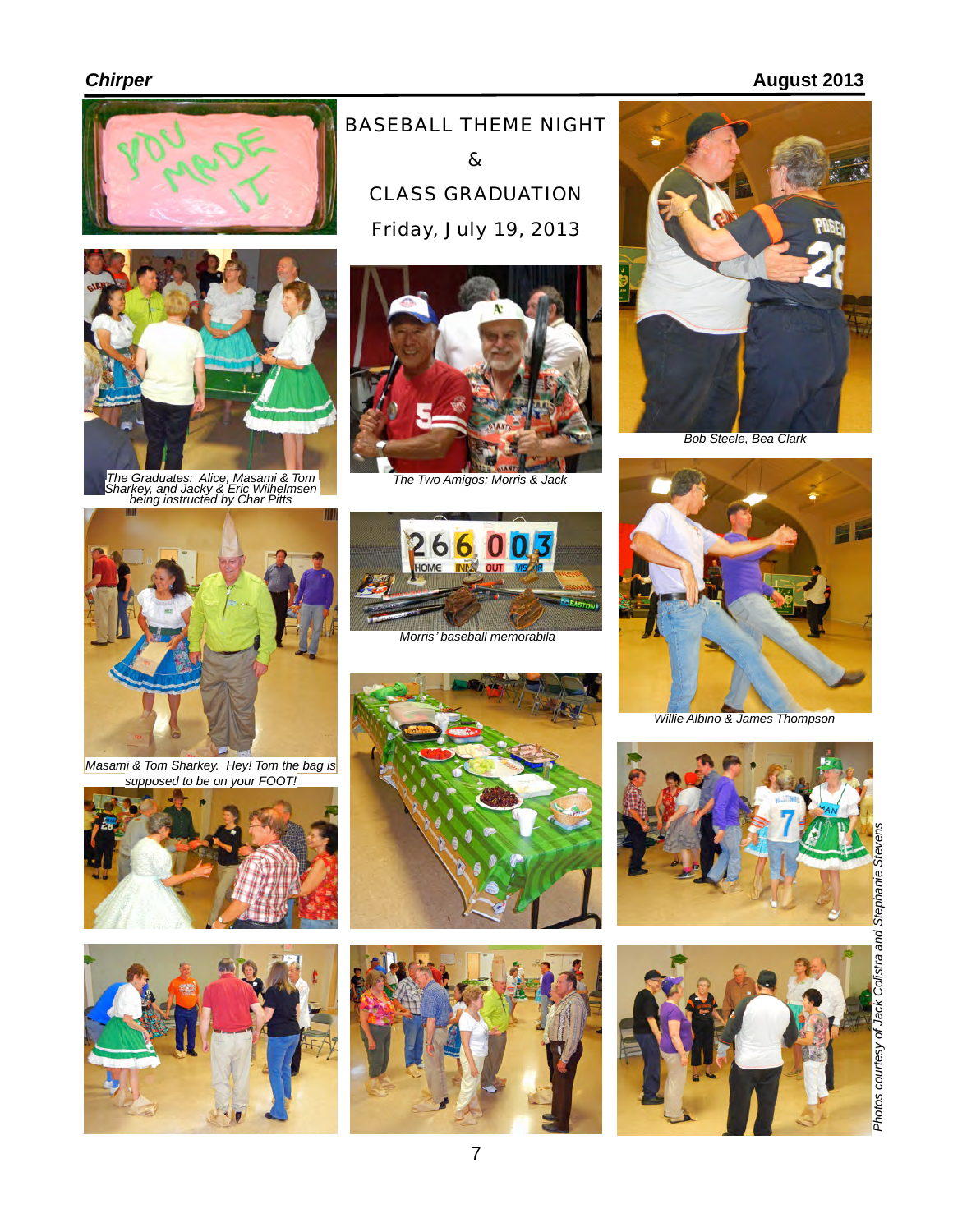# BASEBALL THEME NIGHT

# &

# CLASS GRADUATION

## Friday, July 19, 2013

The Graduates: Alice, Masami & Tom Sharkey, and Jacky & Eric Wilhelmsen being instructed by Char Pitts

The Two Amigos: Morris & Jack

Bob Steele, Bea Clark

Morris' baseball memorabila

Willie Albino & James Thompson

Masami & Tom Sharkey. Hey! Tom the bag is supposed to be on your FOOT!

*Photos courtesy of Jack Colistra and Stephanie Stevens*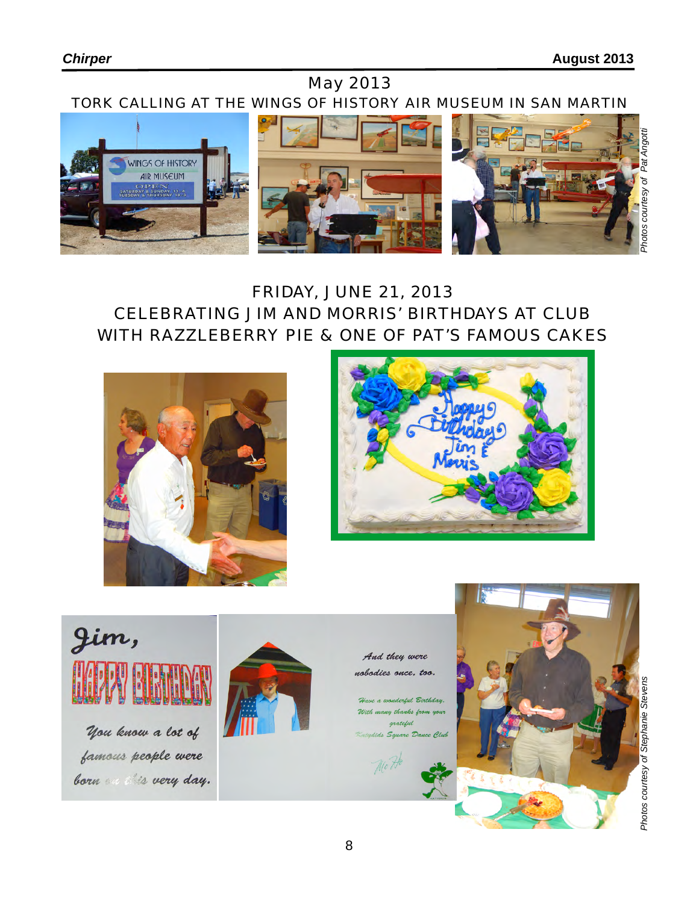## May 2013

### TORK CALLING AT THE WINGS OF HISTORY AIR MUSEUM IN SAN MARTIN

*Photos courtesy of Pat Angoti*

## FRIDAY, JUNE 21, 2013

### CELEBRATING JIM AND MORRIS' BIRTHDAYS AT CLUB WITH RAZZLEBERRY PIE & ONE OF PAT'S FAMOUS CAKES

*Photos courtesy of Stephanie Stevens*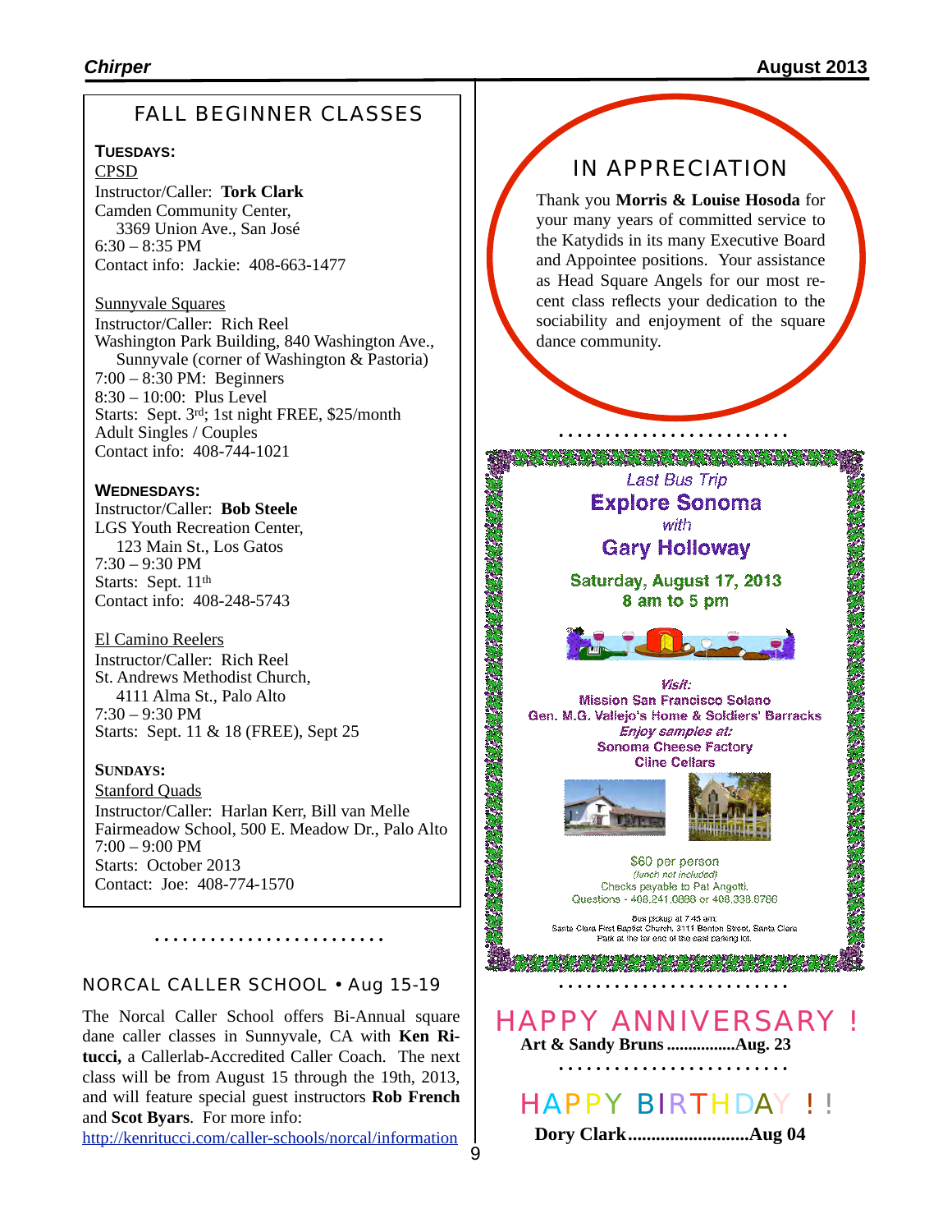## FALL BEGINNER CLASSES

**TUESDAYS:**

CPSD
Instructor/Caller: **Tork Clark**
Camden Community Center,
3369 Union Ave., San José
6:30 – 8:35 PM
Contact info: Jackie: 408-663-1477

Sunnyvale Squares
Instructor/Caller: Rich Reel
Washington Park Building, 840 Washington Ave.,
Sunnyvale (corner of Washington & Pastoria)
7:00 – 8:30 PM: Beginners
8:30 – 10:00: Plus Level
Starts: Sept. 3rd; 1st night FREE, $25/month
Adult Singles / Couples
Contact info: 408-744-1021

**WEDNESDAYS:**

Instructor/Caller: **Bob Steele**
LGS Youth Recreation Center,
123 Main St., Los Gatos
7:30 – 9:30 PM
Starts: Sept. 11th
Contact info: 408-248-5743

El Camino Reelers
Instructor/Caller: Rich Reel
St. Andrews Methodist Church,
4111 Alma St., Palo Alto
7:30 – 9:30 PM
Starts: Sept. 11 & 18 (FREE), Sept 25

**SUNDAYS:**

Stanford Quads
Instructor/Caller: Harlan Kerr, Bill van Melle
Fairmeadow School, 500 E. Meadow Dr., Palo Alto
7:00 – 9:00 PM
Starts: October 2013
Contact: Joe: 408-774-1570

## NORCAL CALLER SCHOOL • Aug 15-19

The Norcal Caller School offers Bi-Annual square dane caller classes in Sunnyvale, CA with **Ken Ritucci,** a Callerlab-Accredited Caller Coach. The next class will be from August 15 through the 19th, 2013, and will feature special guest instructors **Rob French** and **Scot Byars**. For more info:
http://kenritucci.com/caller-schools/norcal/information

## IN APPRECIATION

Thank you **Morris & Louise Hosoda** for your many years of committed service to the Katydids in its many Executive Board and Appointee positions. Your assistance as Head Square Angels for our most recent class reflects your dedication to the sociability and enjoyment of the square dance community.

*Last Bus Trip*

**Explore Sonoma**

*with*

**Gary Holloway**

**Saturday, August 17, 2013**
**8 am to 5 pm**

*Visit:*
Mission San Francisco Solano
Gen. M.G. Vallejo's Home & Soldiers' Barracks
*Enjoy samples at:*
Sonoma Cheese Factory
Cline Cellars

$60 per person
*(lunch not included)*
Checks payable to Pat Angotti.
Questions - 408.241.0888 or 408.338.8786

Bus pickup at 7:45 am:
Santa Clara First Baptist Church, 3111 Benton Street, Santa Clara
Park at the far end of the east parking lot.

## HAPPY ANNIVERSARY !

**Art & Sandy Bruns ................Aug. 23**

## HAPPY BIRTHDAY ! !

**Dory Clark..........................Aug 04**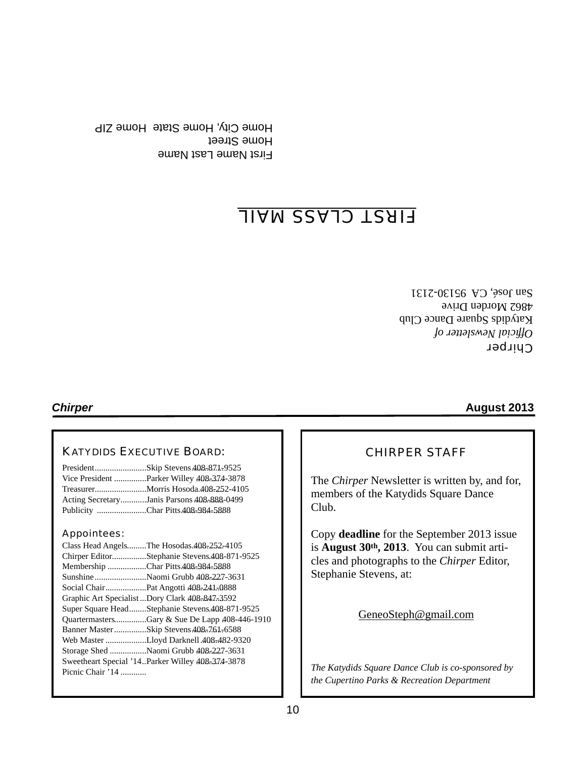Chirper
*Official Newsletter of*
Katydids Square Dance Club
4862 Morden Drive
San José, CA 95130-2131

FIRST CLASS MAIL

First Name Last Name
Home Street
Home City, Home State Home ZIP

## KATYDIDS EXECUTIVE BOARD:

President........................Skip Stevens 408-871-9525
Vice President ...............Parker Willey 408-374-3878
Treasurer........................Morris Hosoda 408-252-4105
Acting Secretary............Janis Parsons 408-888-0499
Publicity .......................Char Pitts 408-984-5888

### Appointees:

Class Head Angels.........The Hosodas 408-252-4105
Chirper Editor................Stephanie Stevens 408-871-9525
Membership ..................Char Pitts 408-984-5888
Sunshine........................Naomi Grubb 408-227-3631
Social Chair...................Pat Angotti 408-241-0888
Graphic Art Specialist...Dory Clark 408-847-3592
Super Square Head........Stephanie Stevens 408-871-9525
Quartermasters...............Gary & Sue De Lapp 408-446-1910
Banner Master...............Skip Stevens 408-761-6588
Web Master ...................Lloyd Darknell 408-482-9320
Storage Shed .................Naomi Grubb 408-227-3631
Sweetheart Special '14..Parker Willey 408-374-3878
Picnic Chair '14 ............

## CHIRPER STAFF

The *Chirper* Newsletter is written by, and for, members of the Katydids Square Dance Club.

Copy **deadline** for the September 2013 issue is **August 30th, 2013**. You can submit articles and photographs to the *Chirper* Editor, Stephanie Stevens, at:

GeneoSteph@gmail.com

*The Katydids Square Dance Club is co-sponsored by the Cupertino Parks & Recreation Department*